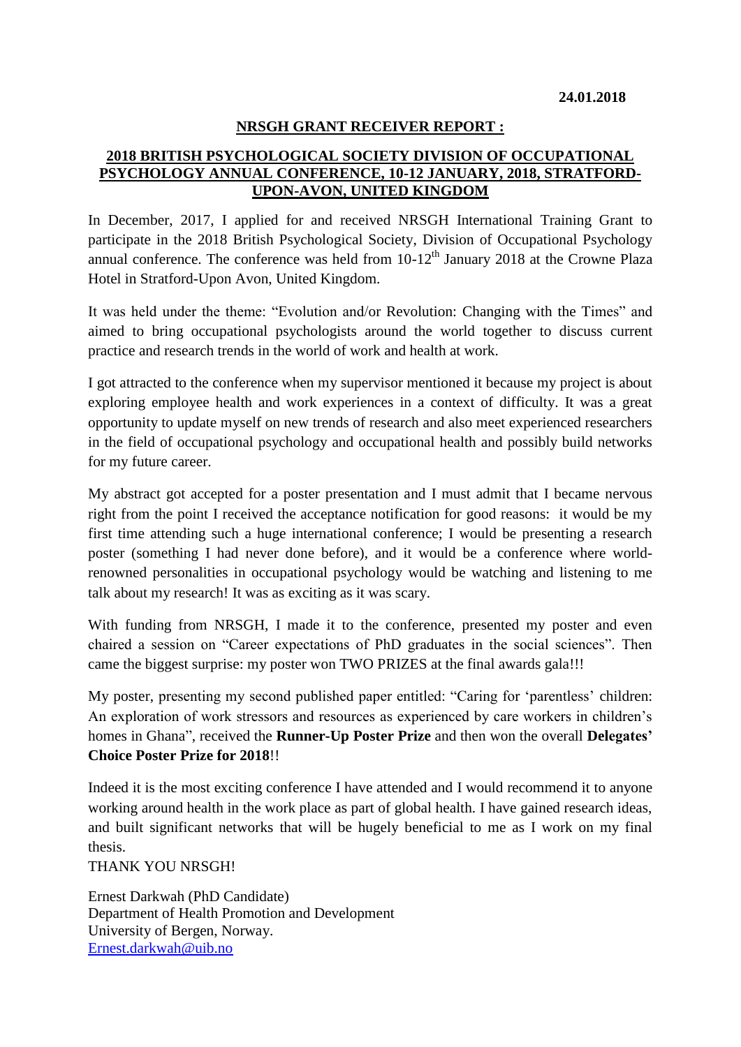**24.01.2018**

## NRSGH GRANT RECEIVER REPORT :

## 2018 BRITISH PSYCHOLOGICAL SOCIETY DIVISION OF OCCUPATIONAL PSYCHOLOGY ANNUAL CONFERENCE, 10-12 JANUARY, 2018, STRATFORD-UPON-AVON, UNITED KINGDOM

In December, 2017, I applied for and received NRSGH International Training Grant to participate in the 2018 British Psychological Society, Division of Occupational Psychology annual conference. The conference was held from 10-12th January 2018 at the Crowne Plaza Hotel in Stratford-Upon Avon, United Kingdom.

It was held under the theme: "Evolution and/or Revolution: Changing with the Times" and aimed to bring occupational psychologists around the world together to discuss current practice and research trends in the world of work and health at work.

I got attracted to the conference when my supervisor mentioned it because my project is about exploring employee health and work experiences in a context of difficulty. It was a great opportunity to update myself on new trends of research and also meet experienced researchers in the field of occupational psychology and occupational health and possibly build networks for my future career.

My abstract got accepted for a poster presentation and I must admit that I became nervous right from the point I received the acceptance notification for good reasons: it would be my first time attending such a huge international conference; I would be presenting a research poster (something I had never done before), and it would be a conference where world-renowned personalities in occupational psychology would be watching and listening to me talk about my research! It was as exciting as it was scary.

With funding from NRSGH, I made it to the conference, presented my poster and even chaired a session on "Career expectations of PhD graduates in the social sciences". Then came the biggest surprise: my poster won TWO PRIZES at the final awards gala!!!

My poster, presenting my second published paper entitled: "Caring for 'parentless' children: An exploration of work stressors and resources as experienced by care workers in children's homes in Ghana", received the **Runner-Up Poster Prize** and then won the overall **Delegates' Choice Poster Prize for 2018**!!

Indeed it is the most exciting conference I have attended and I would recommend it to anyone working around health in the work place as part of global health. I have gained research ideas, and built significant networks that will be hugely beneficial to me as I work on my final thesis.

THANK YOU NRSGH!

Ernest Darkwah (PhD Candidate)
Department of Health Promotion and Development
University of Bergen, Norway.
Ernest.darkwah@uib.no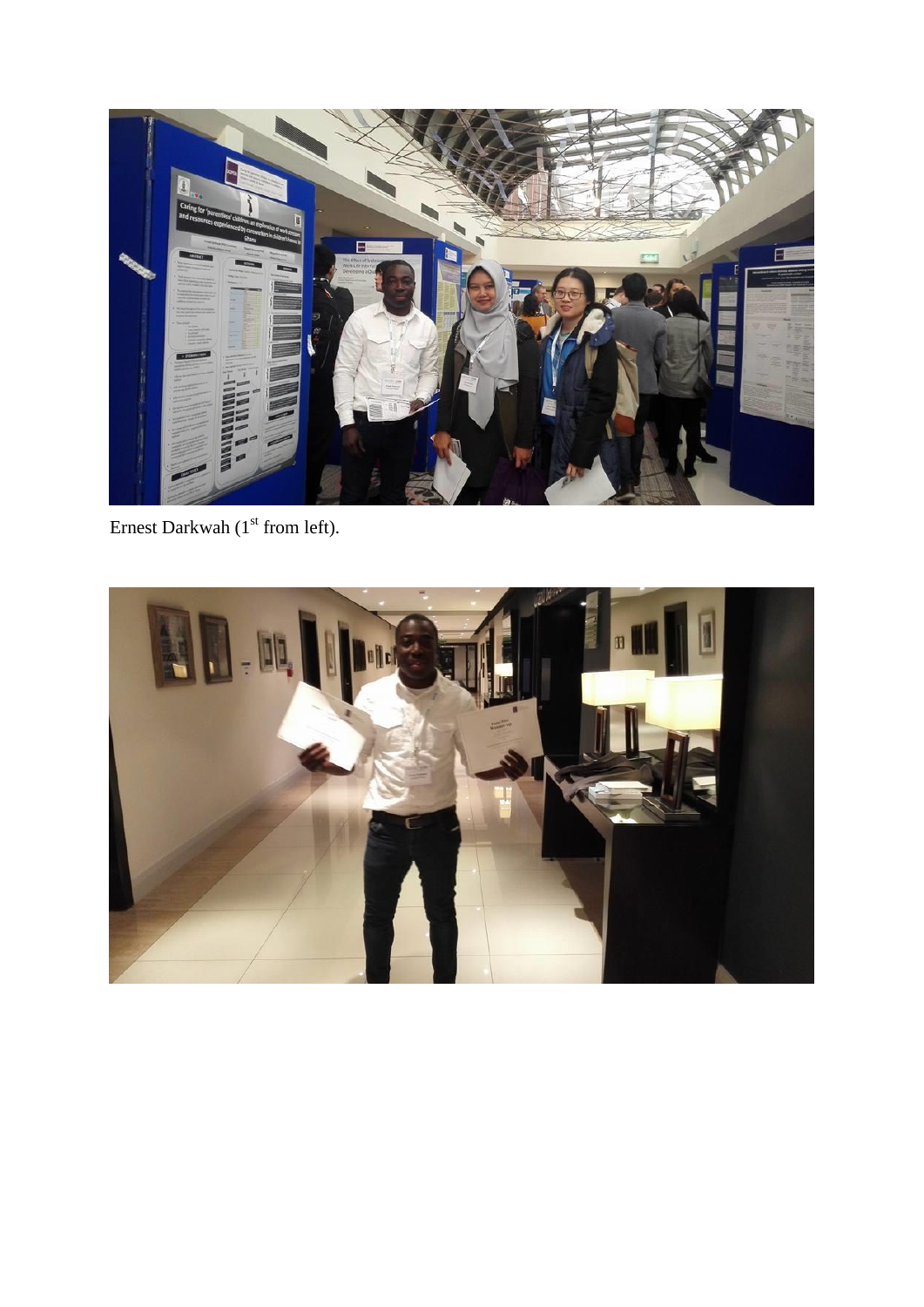Ernest Darkwah (1st from left).